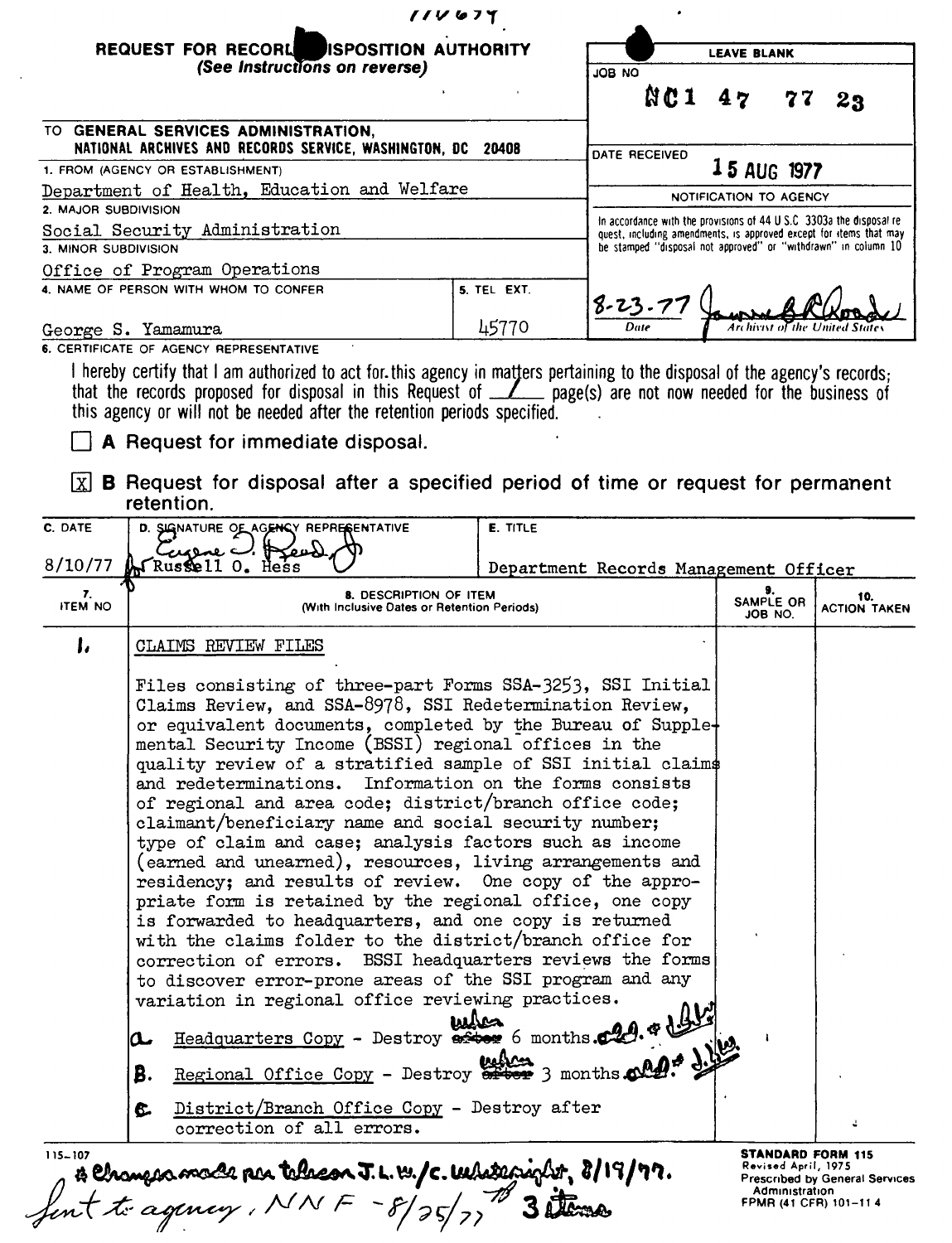11V674

# REQUEST FOR RECORDS DISPOSITION AUTHORITY

*(See Instructions on reverse)*

| LEAVE BLANK |
|---|
| JOB NO: NC1 47 77 23 |
| DATE RECEIVED: 15 AUG 1977 |
| NOTIFICATION TO AGENCY |
| In accordance with the provisions of 44 U.S.C. 3303a the disposal request, including amendments, is approved except for items that may be stamped "disposal not approved" or "withdrawn" in column 10 |
| 8-23-77 (signature) — Date / Archivist of the United States |

TO GENERAL SERVICES ADMINISTRATION, NATIONAL ARCHIVES AND RECORDS SERVICE, WASHINGTON, DC 20408

1. FROM (AGENCY OR ESTABLISHMENT): Department of Health, Education and Welfare
2. MAJOR SUBDIVISION: Social Security Administration
3. MINOR SUBDIVISION: Office of Program Operations
4. NAME OF PERSON WITH WHOM TO CONFER: George S. Yamamura
5. TEL EXT.: 45770

6. CERTIFICATE OF AGENCY REPRESENTATIVE

I hereby certify that I am authorized to act for this agency in matters pertaining to the disposal of the agency's records; that the records proposed for disposal in this Request of 1 page(s) are not now needed for the business of this agency or will not be needed after the retention periods specified.

☐ **A** Request for immediate disposal.

☒ **B** Request for disposal after a specified period of time or request for permanent retention.

| C. DATE | D. SIGNATURE OF AGENCY REPRESENTATIVE | E. TITLE |
|---|---|---|
| 8/10/77 | (signature) for Russell O. Hess | Department Records Management Officer |

| 7. ITEM NO | 8. DESCRIPTION OF ITEM (With Inclusive Dates or Retention Periods) | 9. SAMPLE OR JOB NO. | 10. ACTION TAKEN |
|---|---|---|---|
| 1. | CLAIMS REVIEW FILES<br><br>Files consisting of three-part Forms SSA-3253, SSI Initial Claims Review, and SSA-8978, SSI Redetermination Review, or equivalent documents, completed by the Bureau of Supplemental Security Income (BSSI) regional offices in the quality review of a stratified sample of SSI initial claims and redeterminations. Information on the forms consists of regional and area code; district/branch office code; claimant/beneficiary name and social security number; type of claim and case; analysis factors such as income (earned and unearned), resources, living arrangements and residency; and results of review. One copy of the appropriate form is retained by the regional office, one copy is forwarded to headquarters, and one copy is returned with the claims folder to the district/branch office for correction of errors. BSSI headquarters reviews the forms to discover error-prone areas of the SSI program and any variation in regional office reviewing practices.<br><br>a. Headquarters Copy - Destroy ~~after~~ when 6 months old.*<br><br>B. Regional Office Copy - Destroy ~~after~~ when 3 months old.*<br><br>C. District/Branch Office Copy - Destroy after correction of all errors. | | |

115-107

* Changes made per telecon J.L.W./c. Whiteright, 8/19/77.

Sent to agency, NNF - 8/25/77 3 items

STANDARD FORM 115
Revised April, 1975
Prescribed by General Services Administration
FPMR (41 CFR) 101-11.4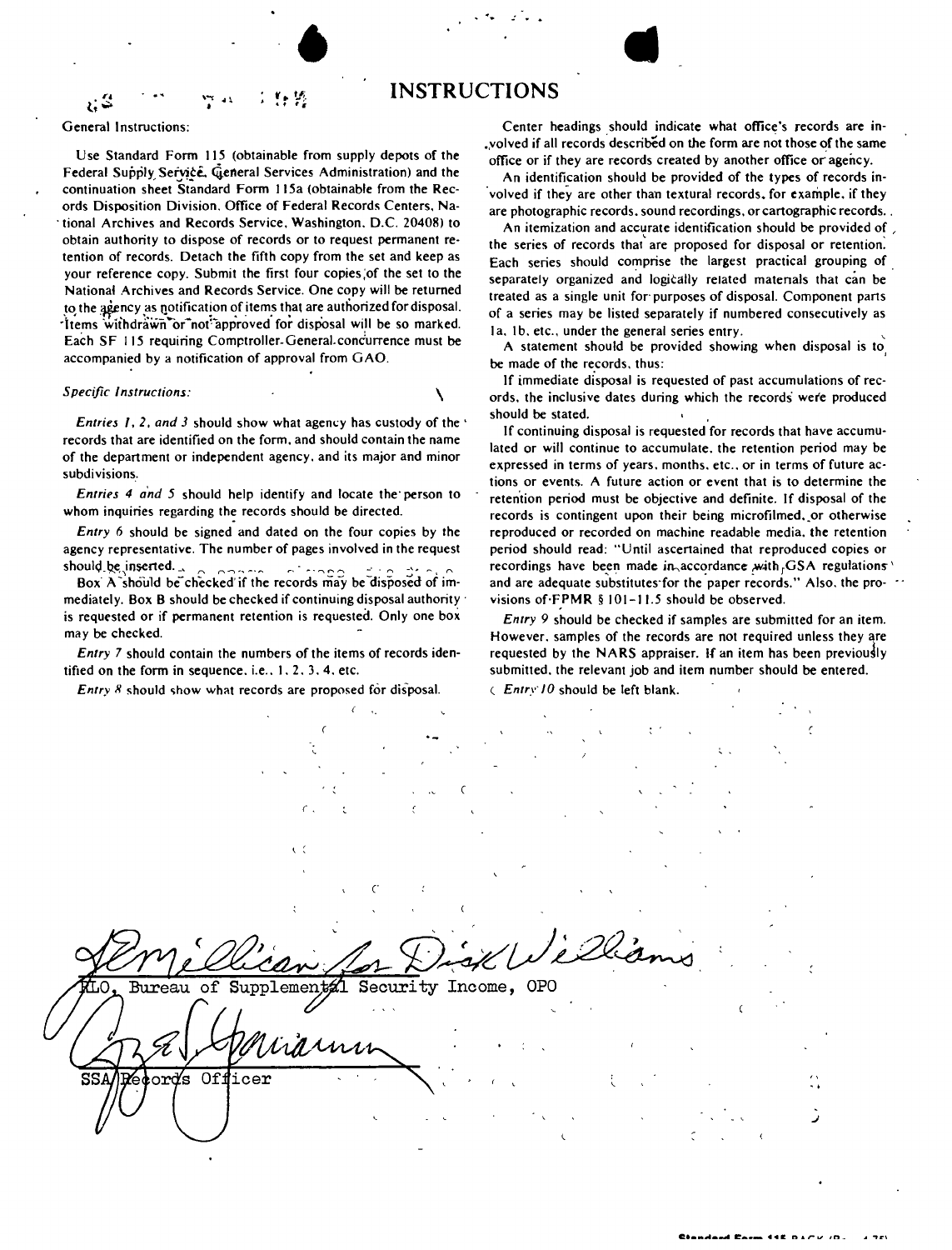# INSTRUCTIONS

General Instructions:

Use Standard Form 115 (obtainable from supply depots of the Federal Supply Service, General Services Administration) and the continuation sheet Standard Form 115a (obtainable from the Records Disposition Division, Office of Federal Records Centers, National Archives and Records Service, Washington, D.C. 20408) to obtain authority to dispose of records or to request permanent retention of records. Detach the fifth copy from the set and keep as your reference copy. Submit the first four copies of the set to the National Archives and Records Service. One copy will be returned to the agency as notification of items that are authorized for disposal. Items withdrawn or not approved for disposal will be so marked. Each SF 115 requiring Comptroller-General concurrence must be accompanied by a notification of approval from GAO.

*Specific Instructions:*

*Entries 1, 2, and 3* should show what agency has custody of the records that are identified on the form, and should contain the name of the department or independent agency, and its major and minor subdivisions.

*Entries 4 and 5* should help identify and locate the person to whom inquiries regarding the records should be directed.

*Entry 6* should be signed and dated on the four copies by the agency representative. The number of pages involved in the request should be inserted.

Box A should be checked if the records may be disposed of immediately. Box B should be checked if continuing disposal authority is requested or if permanent retention is requested. Only one box may be checked.

*Entry 7* should contain the numbers of the items of records identified on the form in sequence, i.e., 1, 2, 3, 4, etc.

*Entry 8* should show what records are proposed for disposal.

Center headings should indicate what office's records are involved if all records described on the form are not those of the same office or if they are records created by another office or agency.

An identification should be provided of the types of records involved if they are other than textural records, for example, if they are photographic records, sound recordings, or cartographic records.

An itemization and accurate identification should be provided of the series of records that are proposed for disposal or retention. Each series should comprise the largest practical grouping of separately organized and logically related materials that can be treated as a single unit for purposes of disposal. Component parts of a series may be listed separately if numbered consecutively as 1a, 1b, etc., under the general series entry.

A statement should be provided showing when disposal is to be made of the records, thus:

If immediate disposal is requested of past accumulations of records, the inclusive dates during which the records were produced should be stated.

If continuing disposal is requested for records that have accumulated or will continue to accumulate, the retention period may be expressed in terms of years, months, etc., or in terms of future actions or events. A future action or event that is to determine the retention period must be objective and definite. If disposal of the records is contingent upon their being microfilmed, or otherwise reproduced or recorded on machine readable media, the retention period should read: "Until ascertained that reproduced copies or recordings have been made in accordance with GSA regulations and are adequate substitutes for the paper records." Also, the provisions of FPMR § 101-11.5 should be observed.

*Entry 9* should be checked if samples are submitted for an item. However, samples of the records are not required unless they are requested by the NARS appraiser. If an item has been previously submitted, the relevant job and item number should be entered.

*Entry 10* should be left blank.

J. McClellan for Dick Williams

RLO, Bureau of Supplemental Security Income, OPO

SSA Records Officer